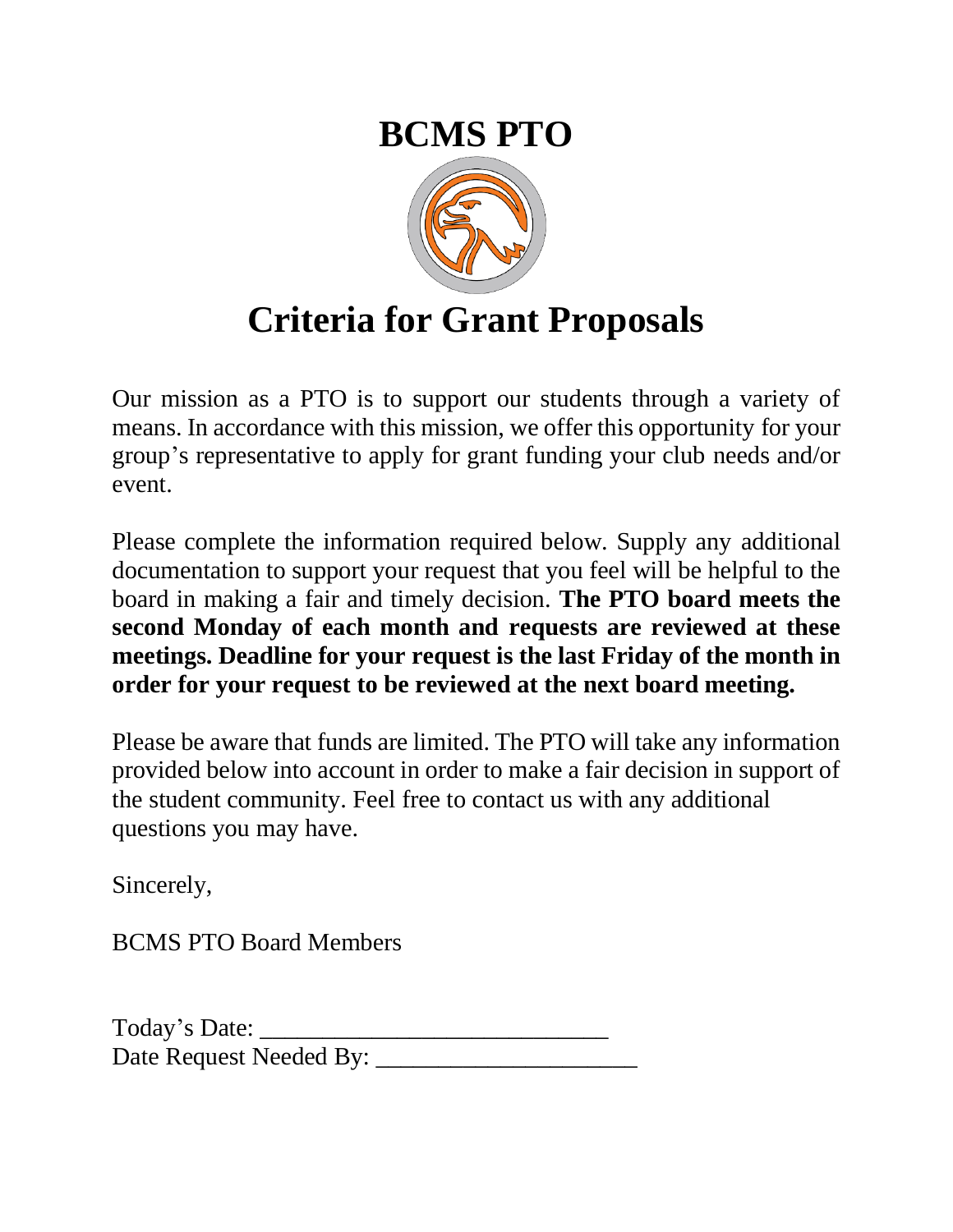# BCMS PTO

# Criteria for Grant Proposals

Our mission as a PTO is to support our students through a variety of means. In accordance with this mission, we offer this opportunity for your group's representative to apply for grant funding your club needs and/or event.

Please complete the information required below. Supply any additional documentation to support your request that you feel will be helpful to the board in making a fair and timely decision. **The PTO board meets the second Monday of each month and requests are reviewed at these meetings. Deadline for your request is the last Friday of the month in order for your request to be reviewed at the next board meeting.**

Please be aware that funds are limited. The PTO will take any information provided below into account in order to make a fair decision in support of the student community. Feel free to contact us with any additional questions you may have.

Sincerely,

BCMS PTO Board Members

Today's Date: ____________________________

Date Request Needed By: _____________________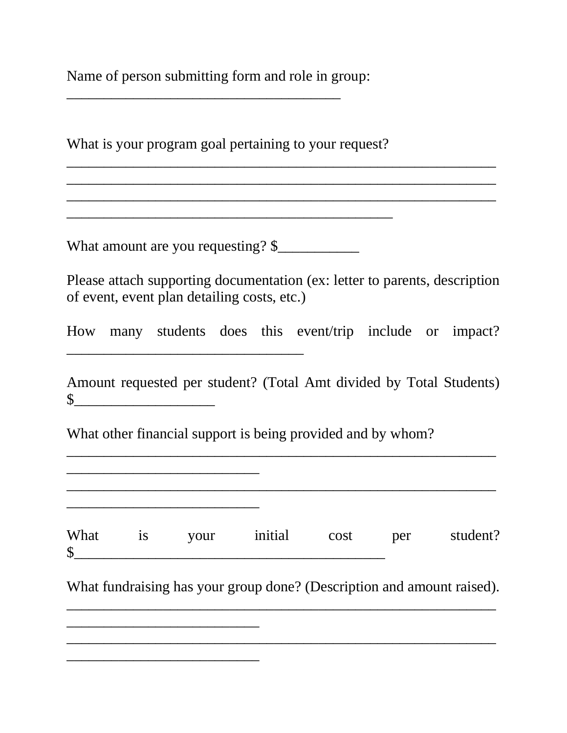Name of person submitting form and role in group: ______________________________________

What is your program goal pertaining to your request?
____________________________________________________________
____________________________________________________________
____________________________________________________________
_____________________________________________

What amount are you requesting? $___________

Please attach supporting documentation (ex: letter to parents, description of event, event plan detailing costs, etc.)

How many students does this event/trip include or impact? _________________________________

Amount requested per student? (Total Amt divided by Total Students) $___________________

What other financial support is being provided and by whom?
____________________________________________________________
__________________________
____________________________________________________________
__________________________

What is your initial cost per student? $__________________________________________

What fundraising has your group done? (Description and amount raised).
____________________________________________________________
__________________________
____________________________________________________________
__________________________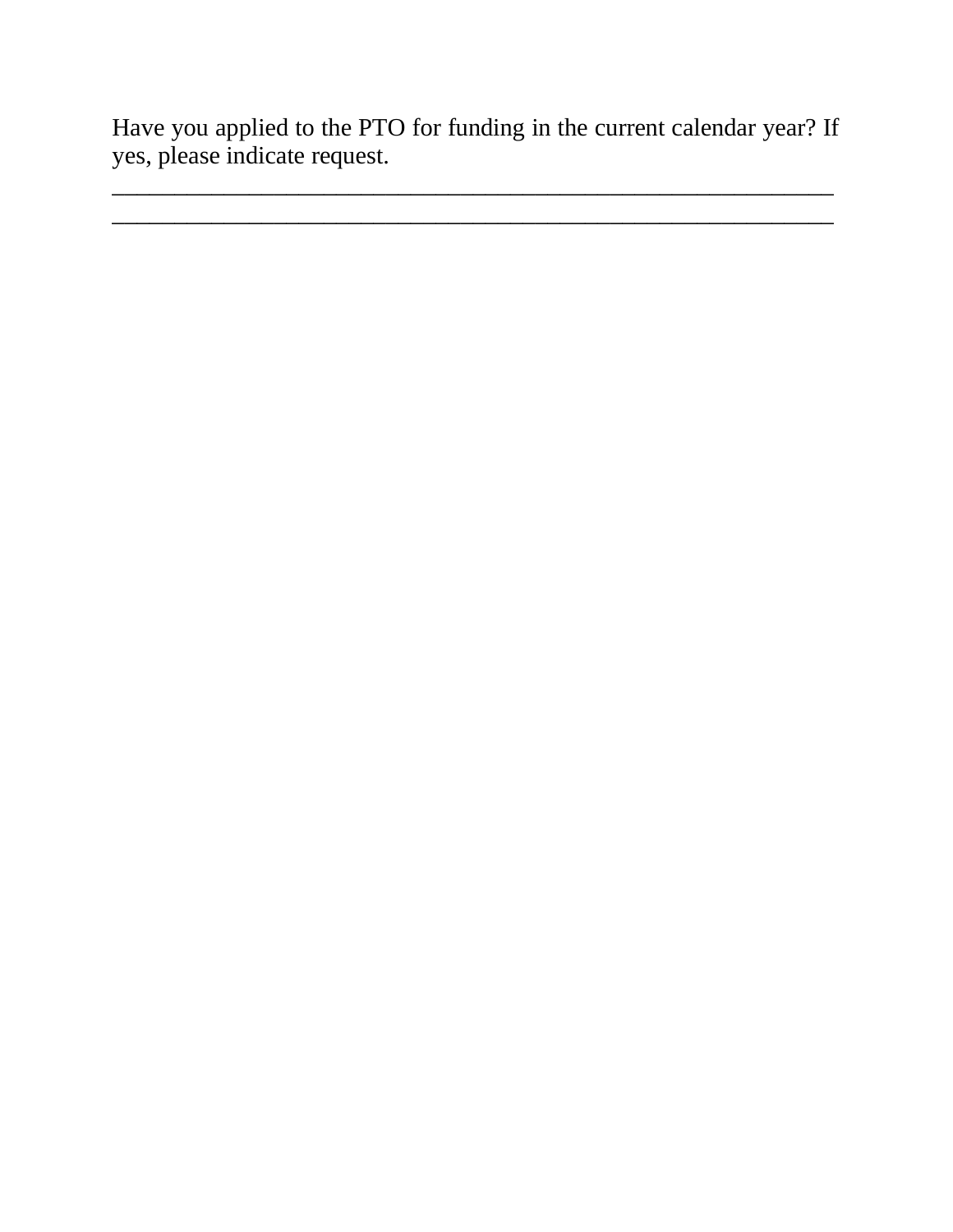Have you applied to the PTO for funding in the current calendar year? If yes, please indicate request.

______________________________________________________________

______________________________________________________________